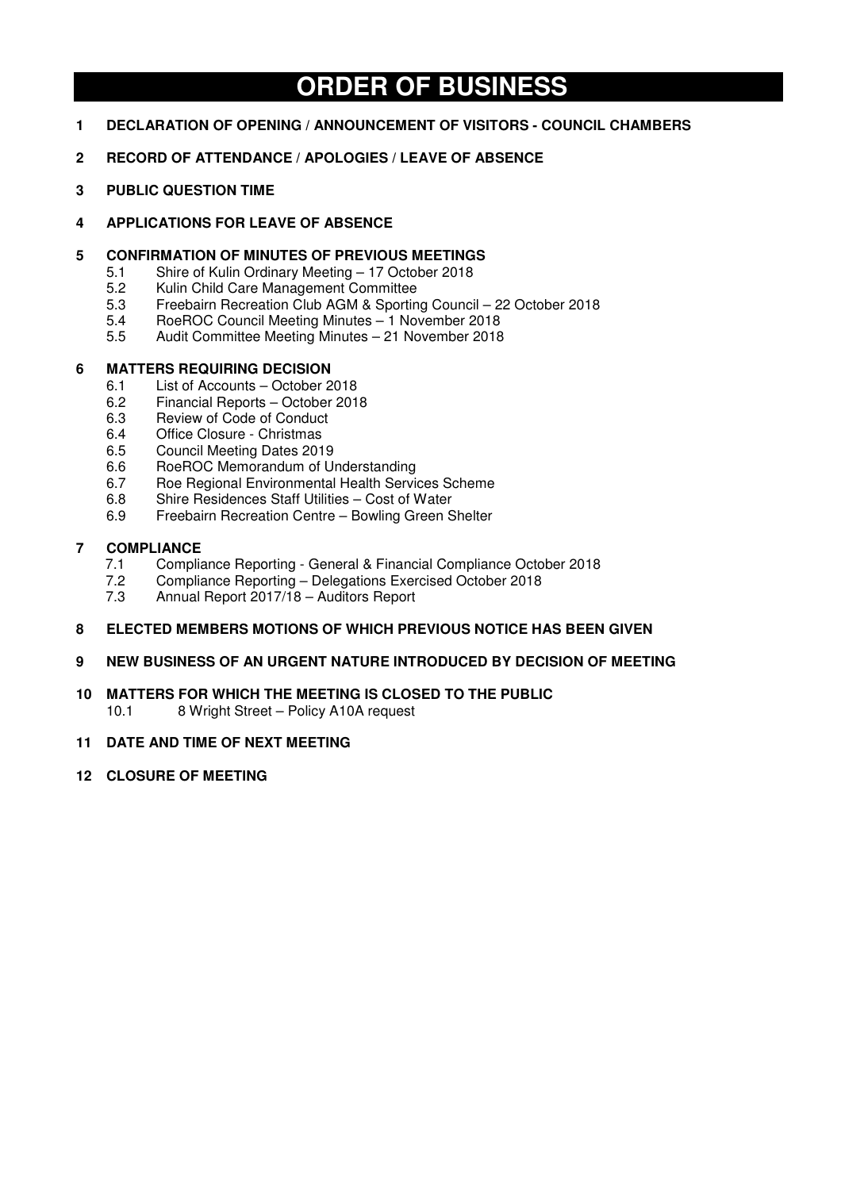# ORDER OF BUSINESS

**1 DECLARATION OF OPENING / ANNOUNCEMENT OF VISITORS - COUNCIL CHAMBERS**

**2 RECORD OF ATTENDANCE / APOLOGIES / LEAVE OF ABSENCE**

**3 PUBLIC QUESTION TIME**

**4 APPLICATIONS FOR LEAVE OF ABSENCE**

**5 CONFIRMATION OF MINUTES OF PREVIOUS MEETINGS**

- 5.1 Shire of Kulin Ordinary Meeting – 17 October 2018
- 5.2 Kulin Child Care Management Committee
- 5.3 Freebairn Recreation Club AGM & Sporting Council – 22 October 2018
- 5.4 RoeROC Council Meeting Minutes – 1 November 2018
- 5.5 Audit Committee Meeting Minutes – 21 November 2018

**6 MATTERS REQUIRING DECISION**

- 6.1 List of Accounts – October 2018
- 6.2 Financial Reports – October 2018
- 6.3 Review of Code of Conduct
- 6.4 Office Closure - Christmas
- 6.5 Council Meeting Dates 2019
- 6.6 RoeROC Memorandum of Understanding
- 6.7 Roe Regional Environmental Health Services Scheme
- 6.8 Shire Residences Staff Utilities – Cost of Water
- 6.9 Freebairn Recreation Centre – Bowling Green Shelter

**7 COMPLIANCE**

- 7.1 Compliance Reporting - General & Financial Compliance October 2018
- 7.2 Compliance Reporting – Delegations Exercised October 2018
- 7.3 Annual Report 2017/18 – Auditors Report

**8 ELECTED MEMBERS MOTIONS OF WHICH PREVIOUS NOTICE HAS BEEN GIVEN**

**9 NEW BUSINESS OF AN URGENT NATURE INTRODUCED BY DECISION OF MEETING**

**10 MATTERS FOR WHICH THE MEETING IS CLOSED TO THE PUBLIC**

- 10.1 8 Wright Street – Policy A10A request

**11 DATE AND TIME OF NEXT MEETING**

**12 CLOSURE OF MEETING**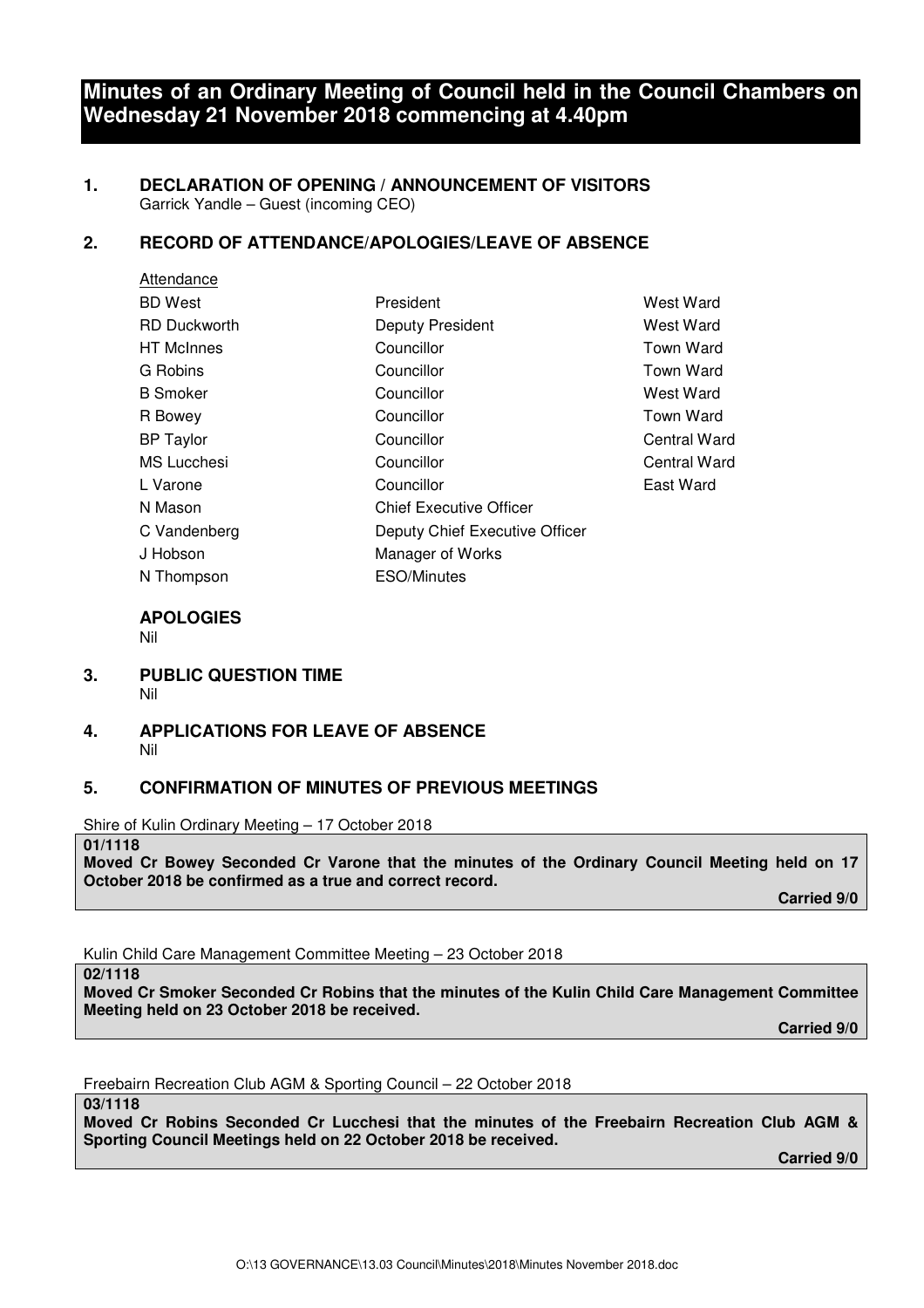# Minutes of an Ordinary Meeting of Council held in the Council Chambers on Wednesday 21 November 2018 commencing at 4.40pm

## 1. DECLARATION OF OPENING / ANNOUNCEMENT OF VISITORS

Garrick Yandle – Guest (incoming CEO)

## 2. RECORD OF ATTENDANCE/APOLOGIES/LEAVE OF ABSENCE

Attendance

| | | |
|---|---|---|
| BD West | President | West Ward |
| RD Duckworth | Deputy President | West Ward |
| HT McInnes | Councillor | Town Ward |
| G Robins | Councillor | Town Ward |
| B Smoker | Councillor | West Ward |
| R Bowey | Councillor | Town Ward |
| BP Taylor | Councillor | Central Ward |
| MS Lucchesi | Councillor | Central Ward |
| L Varone | Councillor | East Ward |
| N Mason | Chief Executive Officer | |
| C Vandenberg | Deputy Chief Executive Officer | |
| J Hobson | Manager of Works | |
| N Thompson | ESO/Minutes | |

### APOLOGIES

Nil

## 3. PUBLIC QUESTION TIME

Nil

## 4. APPLICATIONS FOR LEAVE OF ABSENCE

Nil

## 5. CONFIRMATION OF MINUTES OF PREVIOUS MEETINGS

Shire of Kulin Ordinary Meeting – 17 October 2018

**01/1118**
**Moved Cr Bowey Seconded Cr Varone that the minutes of the Ordinary Council Meeting held on 17 October 2018 be confirmed as a true and correct record.**

**Carried 9/0**

Kulin Child Care Management Committee Meeting – 23 October 2018

**02/1118**
**Moved Cr Smoker Seconded Cr Robins that the minutes of the Kulin Child Care Management Committee Meeting held on 23 October 2018 be received.**

**Carried 9/0**

Freebairn Recreation Club AGM & Sporting Council – 22 October 2018

**03/1118**
**Moved Cr Robins Seconded Cr Lucchesi that the minutes of the Freebairn Recreation Club AGM & Sporting Council Meetings held on 22 October 2018 be received.**

**Carried 9/0**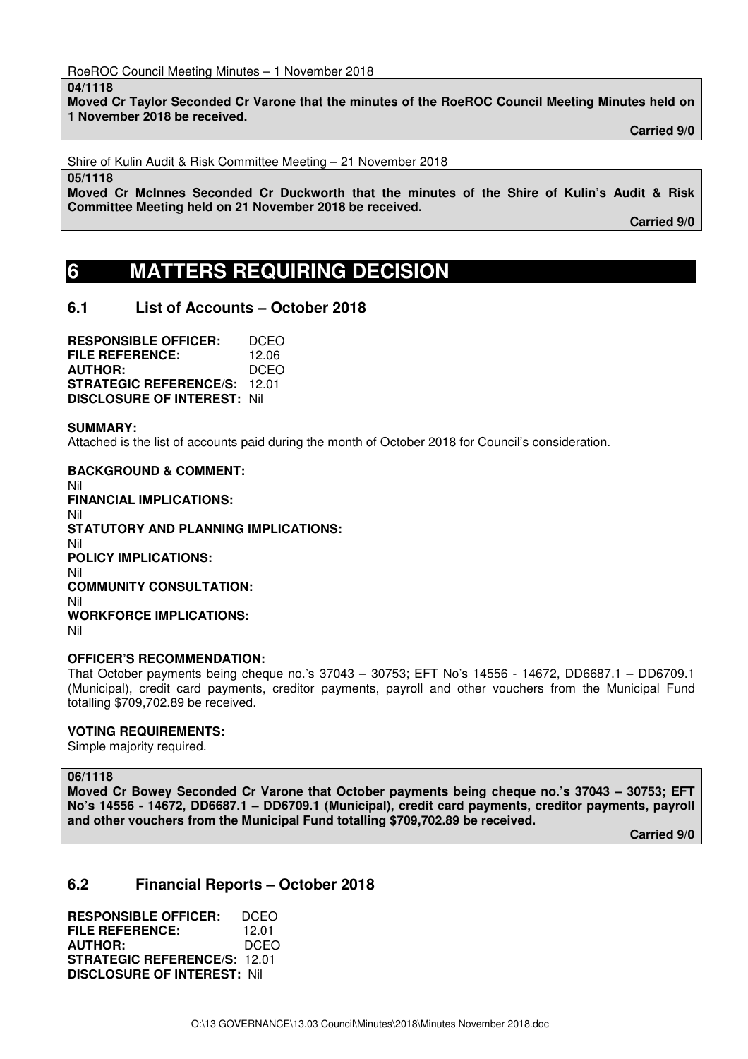RoeROC Council Meeting Minutes – 1 November 2018

**04/1118**
**Moved Cr Taylor Seconded Cr Varone that the minutes of the RoeROC Council Meeting Minutes held on 1 November 2018 be received.**

**Carried 9/0**

Shire of Kulin Audit & Risk Committee Meeting – 21 November 2018

**05/1118**
**Moved Cr McInnes Seconded Cr Duckworth that the minutes of the Shire of Kulin's Audit & Risk Committee Meeting held on 21 November 2018 be received.**

**Carried 9/0**

# 6 MATTERS REQUIRING DECISION

## 6.1 List of Accounts – October 2018

**RESPONSIBLE OFFICER:** DCEO
**FILE REFERENCE:** 12.06
**AUTHOR:** DCEO
**STRATEGIC REFERENCE/S:** 12.01
**DISCLOSURE OF INTEREST:** Nil

**SUMMARY:**
Attached is the list of accounts paid during the month of October 2018 for Council's consideration.

**BACKGROUND & COMMENT:**
Nil
**FINANCIAL IMPLICATIONS:**
Nil
**STATUTORY AND PLANNING IMPLICATIONS:**
Nil
**POLICY IMPLICATIONS:**
Nil
**COMMUNITY CONSULTATION:**
Nil
**WORKFORCE IMPLICATIONS:**
Nil

**OFFICER'S RECOMMENDATION:**
That October payments being cheque no.'s 37043 – 30753; EFT No's 14556 - 14672, DD6687.1 – DD6709.1 (Municipal), credit card payments, creditor payments, payroll and other vouchers from the Municipal Fund totalling $709,702.89 be received.

**VOTING REQUIREMENTS:**
Simple majority required.

**06/1118**
**Moved Cr Bowey Seconded Cr Varone that October payments being cheque no.'s 37043 – 30753; EFT No's 14556 - 14672, DD6687.1 – DD6709.1 (Municipal), credit card payments, creditor payments, payroll and other vouchers from the Municipal Fund totalling $709,702.89 be received.**

**Carried 9/0**

## 6.2 Financial Reports – October 2018

**RESPONSIBLE OFFICER:** DCEO
**FILE REFERENCE:** 12.01
**AUTHOR:** DCEO
**STRATEGIC REFERENCE/S:** 12.01
**DISCLOSURE OF INTEREST:** Nil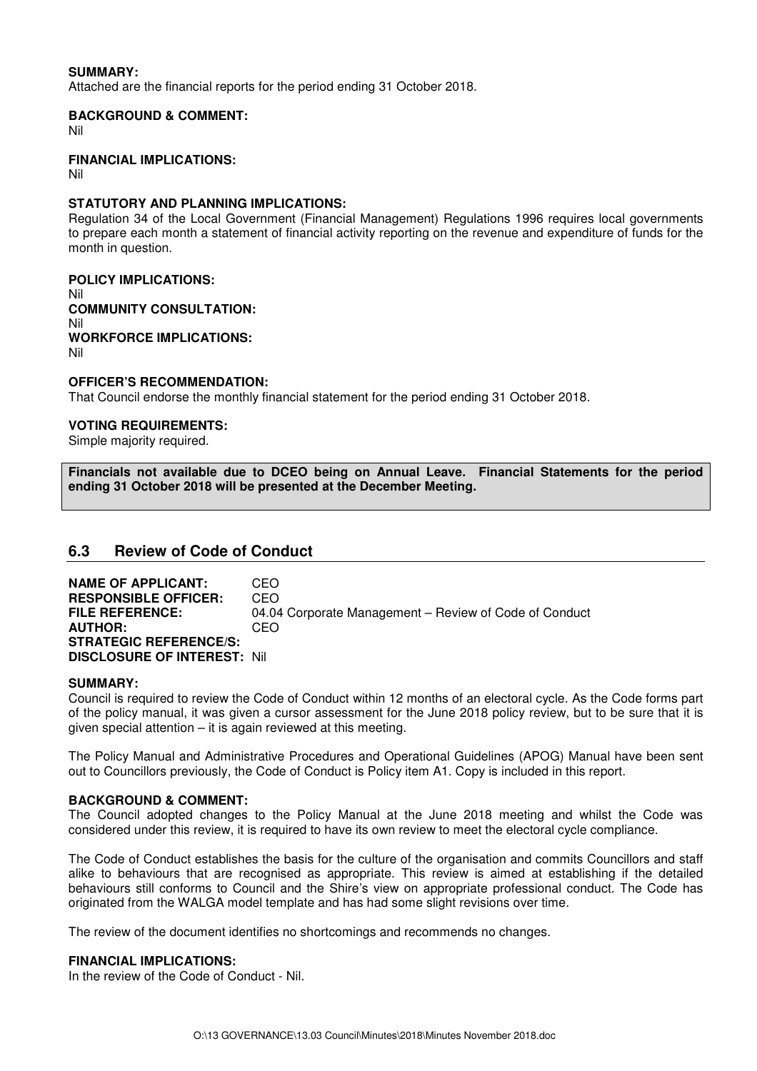**SUMMARY:**
Attached are the financial reports for the period ending 31 October 2018.

**BACKGROUND & COMMENT:**
Nil

**FINANCIAL IMPLICATIONS:**
Nil

**STATUTORY AND PLANNING IMPLICATIONS:**
Regulation 34 of the Local Government (Financial Management) Regulations 1996 requires local governments to prepare each month a statement of financial activity reporting on the revenue and expenditure of funds for the month in question.

**POLICY IMPLICATIONS:**
Nil
**COMMUNITY CONSULTATION:**
Nil
**WORKFORCE IMPLICATIONS:**
Nil

**OFFICER'S RECOMMENDATION:**
That Council endorse the monthly financial statement for the period ending 31 October 2018.

**VOTING REQUIREMENTS:**
Simple majority required.

**Financials not available due to DCEO being on Annual Leave. Financial Statements for the period ending 31 October 2018 will be presented at the December Meeting.**

## 6.3 Review of Code of Conduct

**NAME OF APPLICANT:** CEO
**RESPONSIBLE OFFICER:** CEO
**FILE REFERENCE:** 04.04 Corporate Management – Review of Code of Conduct
**AUTHOR:** CEO
**STRATEGIC REFERENCE/S:**
**DISCLOSURE OF INTEREST:** Nil

**SUMMARY:**
Council is required to review the Code of Conduct within 12 months of an electoral cycle. As the Code forms part of the policy manual, it was given a cursor assessment for the June 2018 policy review, but to be sure that it is given special attention – it is again reviewed at this meeting.

The Policy Manual and Administrative Procedures and Operational Guidelines (APOG) Manual have been sent out to Councillors previously, the Code of Conduct is Policy item A1. Copy is included in this report.

**BACKGROUND & COMMENT:**
The Council adopted changes to the Policy Manual at the June 2018 meeting and whilst the Code was considered under this review, it is required to have its own review to meet the electoral cycle compliance.

The Code of Conduct establishes the basis for the culture of the organisation and commits Councillors and staff alike to behaviours that are recognised as appropriate. This review is aimed at establishing if the detailed behaviours still conforms to Council and the Shire's view on appropriate professional conduct. The Code has originated from the WALGA model template and has had some slight revisions over time.

The review of the document identifies no shortcomings and recommends no changes.

**FINANCIAL IMPLICATIONS:**
In the review of the Code of Conduct - Nil.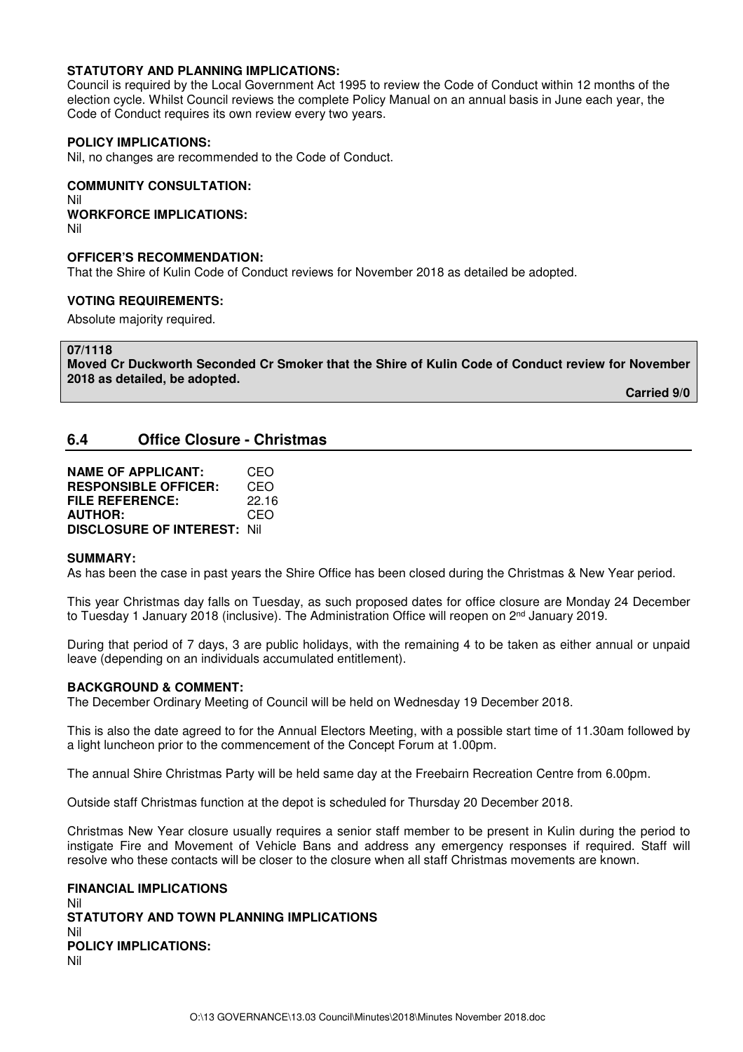**STATUTORY AND PLANNING IMPLICATIONS:**
Council is required by the Local Government Act 1995 to review the Code of Conduct within 12 months of the election cycle. Whilst Council reviews the complete Policy Manual on an annual basis in June each year, the Code of Conduct requires its own review every two years.

**POLICY IMPLICATIONS:**
Nil, no changes are recommended to the Code of Conduct.

**COMMUNITY CONSULTATION:**
Nil

**WORKFORCE IMPLICATIONS:**
Nil

**OFFICER'S RECOMMENDATION:**
That the Shire of Kulin Code of Conduct reviews for November 2018 as detailed be adopted.

**VOTING REQUIREMENTS:**

Absolute majority required.

**07/1118**
**Moved Cr Duckworth Seconded Cr Smoker that the Shire of Kulin Code of Conduct review for November 2018 as detailed, be adopted.**

**Carried 9/0**

## 6.4 Office Closure - Christmas

**NAME OF APPLICANT:** CEO
**RESPONSIBLE OFFICER:** CEO
**FILE REFERENCE:** 22.16
**AUTHOR:** CEO
**DISCLOSURE OF INTEREST:** Nil

**SUMMARY:**
As has been the case in past years the Shire Office has been closed during the Christmas & New Year period.

This year Christmas day falls on Tuesday, as such proposed dates for office closure are Monday 24 December to Tuesday 1 January 2018 (inclusive). The Administration Office will reopen on 2nd January 2019.

During that period of 7 days, 3 are public holidays, with the remaining 4 to be taken as either annual or unpaid leave (depending on an individuals accumulated entitlement).

**BACKGROUND & COMMENT:**
The December Ordinary Meeting of Council will be held on Wednesday 19 December 2018.

This is also the date agreed to for the Annual Electors Meeting, with a possible start time of 11.30am followed by a light luncheon prior to the commencement of the Concept Forum at 1.00pm.

The annual Shire Christmas Party will be held same day at the Freebairn Recreation Centre from 6.00pm.

Outside staff Christmas function at the depot is scheduled for Thursday 20 December 2018.

Christmas New Year closure usually requires a senior staff member to be present in Kulin during the period to instigate Fire and Movement of Vehicle Bans and address any emergency responses if required. Staff will resolve who these contacts will be closer to the closure when all staff Christmas movements are known.

**FINANCIAL IMPLICATIONS**
Nil

**STATUTORY AND TOWN PLANNING IMPLICATIONS**
Nil

**POLICY IMPLICATIONS:**
Nil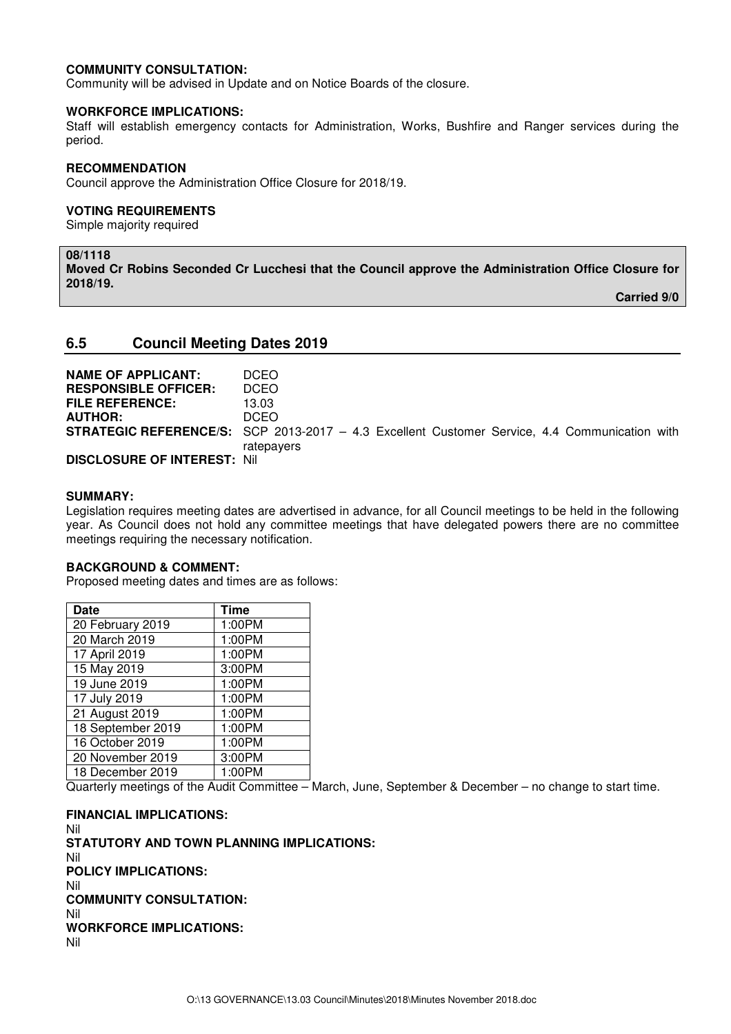**COMMUNITY CONSULTATION:**
Community will be advised in Update and on Notice Boards of the closure.

**WORKFORCE IMPLICATIONS:**
Staff will establish emergency contacts for Administration, Works, Bushfire and Ranger services during the period.

**RECOMMENDATION**
Council approve the Administration Office Closure for 2018/19.

**VOTING REQUIREMENTS**
Simple majority required

**08/1118**
**Moved Cr Robins Seconded Cr Lucchesi that the Council approve the Administration Office Closure for 2018/19.**

**Carried 9/0**

## 6.5 Council Meeting Dates 2019

**NAME OF APPLICANT:** DCEO
**RESPONSIBLE OFFICER:** DCEO
**FILE REFERENCE:** 13.03
**AUTHOR:** DCEO
**STRATEGIC REFERENCE/S:** SCP 2013-2017 – 4.3 Excellent Customer Service, 4.4 Communication with ratepayers
**DISCLOSURE OF INTEREST:** Nil

**SUMMARY:**
Legislation requires meeting dates are advertised in advance, for all Council meetings to be held in the following year. As Council does not hold any committee meetings that have delegated powers there are no committee meetings requiring the necessary notification.

**BACKGROUND & COMMENT:**
Proposed meeting dates and times are as follows:

| Date | Time |
|---|---|
| 20 February 2019 | 1:00PM |
| 20 March 2019 | 1:00PM |
| 17 April 2019 | 1:00PM |
| 15 May 2019 | 3:00PM |
| 19 June 2019 | 1:00PM |
| 17 July 2019 | 1:00PM |
| 21 August 2019 | 1:00PM |
| 18 September 2019 | 1:00PM |
| 16 October 2019 | 1:00PM |
| 20 November 2019 | 3:00PM |
| 18 December 2019 | 1:00PM |

Quarterly meetings of the Audit Committee – March, June, September & December – no change to start time.

**FINANCIAL IMPLICATIONS:**
Nil
**STATUTORY AND TOWN PLANNING IMPLICATIONS:**
Nil
**POLICY IMPLICATIONS:**
Nil
**COMMUNITY CONSULTATION:**
Nil
**WORKFORCE IMPLICATIONS:**
Nil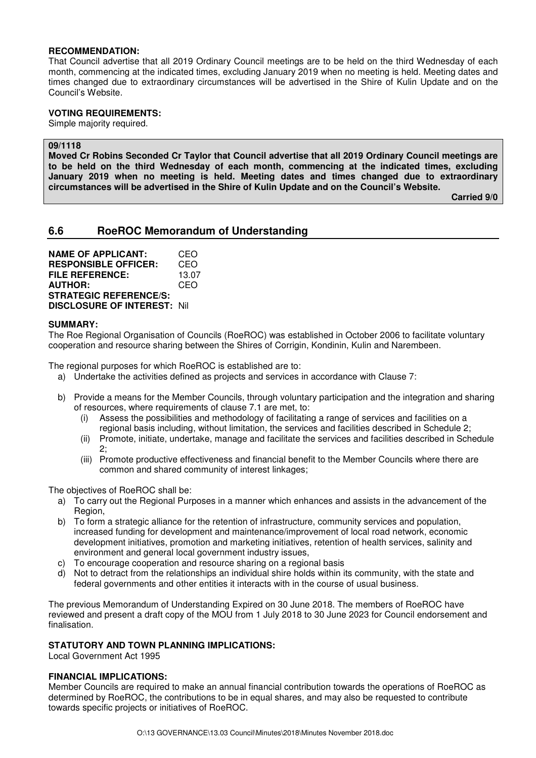**RECOMMENDATION:**
That Council advertise that all 2019 Ordinary Council meetings are to be held on the third Wednesday of each month, commencing at the indicated times, excluding January 2019 when no meeting is held. Meeting dates and times changed due to extraordinary circumstances will be advertised in the Shire of Kulin Update and on the Council's Website.

**VOTING REQUIREMENTS:**
Simple majority required.

**09/1118**
**Moved Cr Robins Seconded Cr Taylor that Council advertise that all 2019 Ordinary Council meetings are to be held on the third Wednesday of each month, commencing at the indicated times, excluding January 2019 when no meeting is held. Meeting dates and times changed due to extraordinary circumstances will be advertised in the Shire of Kulin Update and on the Council's Website.**

**Carried 9/0**

## 6.6 RoeROC Memorandum of Understanding

**NAME OF APPLICANT:** CEO
**RESPONSIBLE OFFICER:** CEO
**FILE REFERENCE:** 13.07
**AUTHOR:** CEO
**STRATEGIC REFERENCE/S:**
**DISCLOSURE OF INTEREST:** Nil

**SUMMARY:**
The Roe Regional Organisation of Councils (RoeROC) was established in October 2006 to facilitate voluntary cooperation and resource sharing between the Shires of Corrigin, Kondinin, Kulin and Narembeen.

The regional purposes for which RoeROC is established are to:

a) Undertake the activities defined as projects and services in accordance with Clause 7:

b) Provide a means for the Member Councils, through voluntary participation and the integration and sharing of resources, where requirements of clause 7.1 are met, to:
   (i) Assess the possibilities and methodology of facilitating a range of services and facilities on a regional basis including, without limitation, the services and facilities described in Schedule 2;
   (ii) Promote, initiate, undertake, manage and facilitate the services and facilities described in Schedule 2;
   (iii) Promote productive effectiveness and financial benefit to the Member Councils where there are common and shared community of interest linkages;

The objectives of RoeROC shall be:

a) To carry out the Regional Purposes in a manner which enhances and assists in the advancement of the Region,
b) To form a strategic alliance for the retention of infrastructure, community services and population, increased funding for development and maintenance/improvement of local road network, economic development initiatives, promotion and marketing initiatives, retention of health services, salinity and environment and general local government industry issues,
c) To encourage cooperation and resource sharing on a regional basis
d) Not to detract from the relationships an individual shire holds within its community, with the state and federal governments and other entities it interacts with in the course of usual business.

The previous Memorandum of Understanding Expired on 30 June 2018. The members of RoeROC have reviewed and present a draft copy of the MOU from 1 July 2018 to 30 June 2023 for Council endorsement and finalisation.

**STATUTORY AND TOWN PLANNING IMPLICATIONS:**
Local Government Act 1995

**FINANCIAL IMPLICATIONS:**
Member Councils are required to make an annual financial contribution towards the operations of RoeROC as determined by RoeROC, the contributions to be in equal shares, and may also be requested to contribute towards specific projects or initiatives of RoeROC.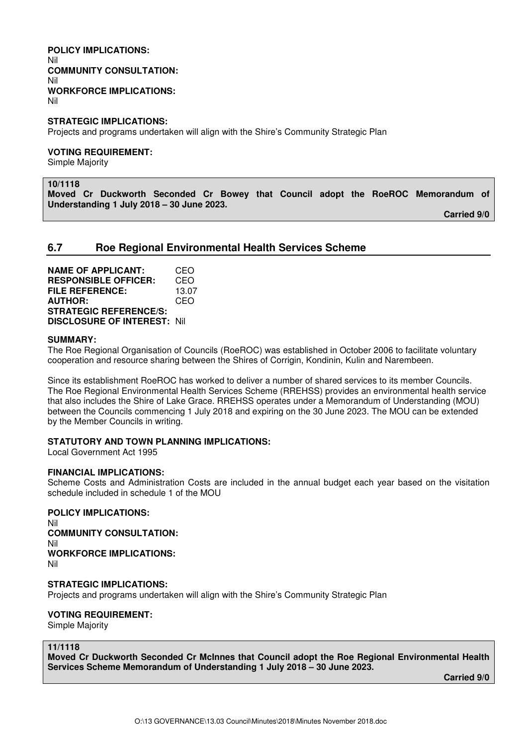**POLICY IMPLICATIONS:**
Nil
**COMMUNITY CONSULTATION:**
Nil
**WORKFORCE IMPLICATIONS:**
Nil

**STRATEGIC IMPLICATIONS:**
Projects and programs undertaken will align with the Shire's Community Strategic Plan

**VOTING REQUIREMENT:**
Simple Majority

**10/1118**
**Moved Cr Duckworth Seconded Cr Bowey that Council adopt the RoeROC Memorandum of Understanding 1 July 2018 – 30 June 2023.**

**Carried 9/0**

## 6.7 Roe Regional Environmental Health Services Scheme

**NAME OF APPLICANT:** CEO
**RESPONSIBLE OFFICER:** CEO
**FILE REFERENCE:** 13.07
**AUTHOR:** CEO
**STRATEGIC REFERENCE/S:**
**DISCLOSURE OF INTEREST:** Nil

**SUMMARY:**
The Roe Regional Organisation of Councils (RoeROC) was established in October 2006 to facilitate voluntary cooperation and resource sharing between the Shires of Corrigin, Kondinin, Kulin and Narembeen.

Since its establishment RoeROC has worked to deliver a number of shared services to its member Councils. The Roe Regional Environmental Health Services Scheme (RREHSS) provides an environmental health service that also includes the Shire of Lake Grace. RREHSS operates under a Memorandum of Understanding (MOU) between the Councils commencing 1 July 2018 and expiring on the 30 June 2023. The MOU can be extended by the Member Councils in writing.

**STATUTORY AND TOWN PLANNING IMPLICATIONS:**
Local Government Act 1995

**FINANCIAL IMPLICATIONS:**
Scheme Costs and Administration Costs are included in the annual budget each year based on the visitation schedule included in schedule 1 of the MOU

**POLICY IMPLICATIONS:**
Nil
**COMMUNITY CONSULTATION:**
Nil
**WORKFORCE IMPLICATIONS:**
Nil

**STRATEGIC IMPLICATIONS:**
Projects and programs undertaken will align with the Shire's Community Strategic Plan

**VOTING REQUIREMENT:**
Simple Majority

**11/1118**
**Moved Cr Duckworth Seconded Cr McInnes that Council adopt the Roe Regional Environmental Health Services Scheme Memorandum of Understanding 1 July 2018 – 30 June 2023.**

**Carried 9/0**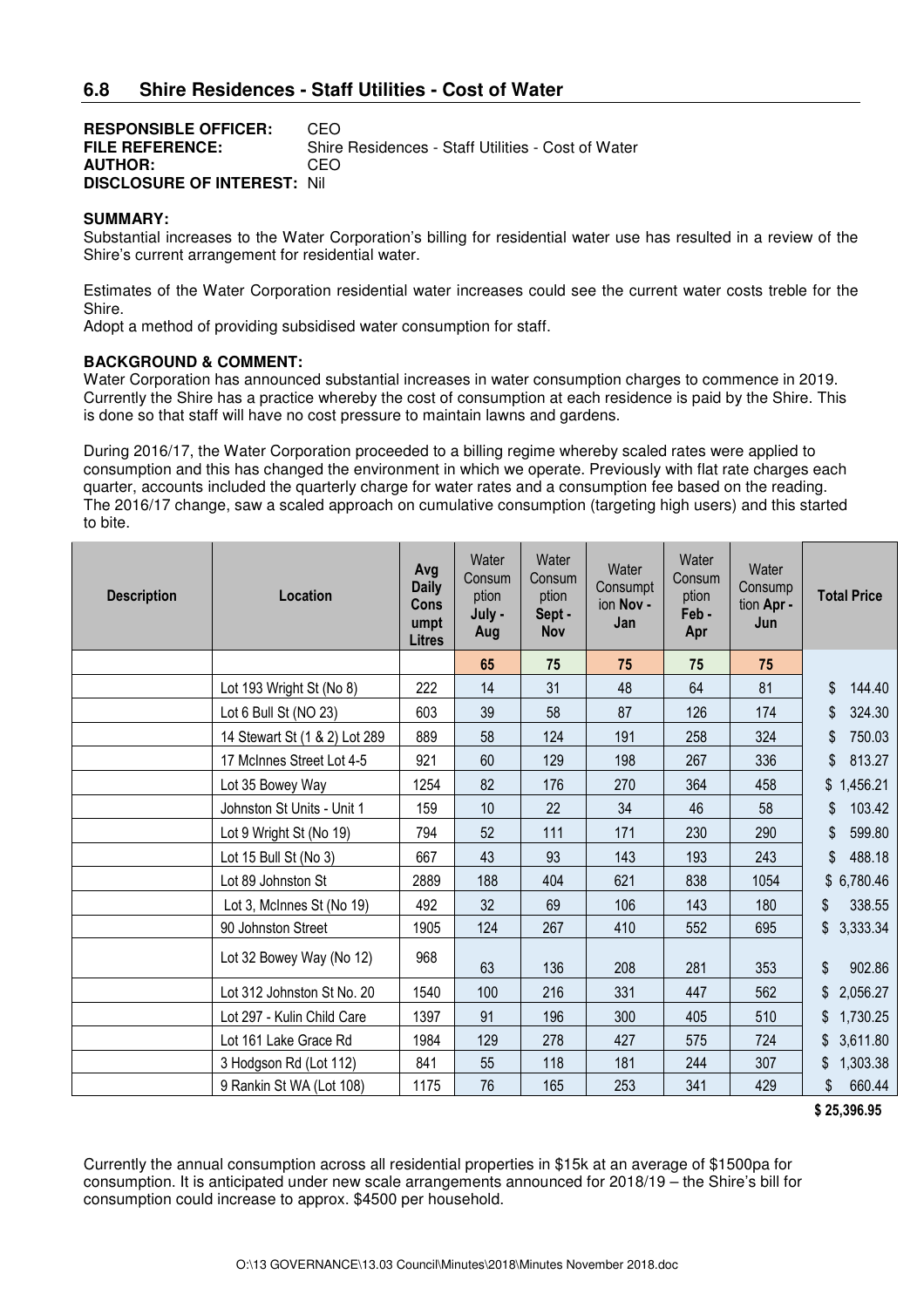## 6.8 Shire Residences - Staff Utilities - Cost of Water

**RESPONSIBLE OFFICER:** CEO
**FILE REFERENCE:** Shire Residences - Staff Utilities - Cost of Water
**AUTHOR:** CEO
**DISCLOSURE OF INTEREST:** Nil

**SUMMARY:**
Substantial increases to the Water Corporation's billing for residential water use has resulted in a review of the Shire's current arrangement for residential water.

Estimates of the Water Corporation residential water increases could see the current water costs treble for the Shire.
Adopt a method of providing subsidised water consumption for staff.

**BACKGROUND & COMMENT:**
Water Corporation has announced substantial increases in water consumption charges to commence in 2019. Currently the Shire has a practice whereby the cost of consumption at each residence is paid by the Shire. This is done so that staff will have no cost pressure to maintain lawns and gardens.

During 2016/17, the Water Corporation proceeded to a billing regime whereby scaled rates were applied to consumption and this has changed the environment in which we operate. Previously with flat rate charges each quarter, accounts included the quarterly charge for water rates and a consumption fee based on the reading. The 2016/17 change, saw a scaled approach on cumulative consumption (targeting high users) and this started to bite.

| Description | Location | Avg Daily Consumpt Litres | Water Consumption July - Aug | Water Consumption Sept - Nov | Water Consumption Nov - Jan | Water Consumption Feb - Apr | Water Consumption Apr - Jun | Total Price |
|---|---|---|---|---|---|---|---|---|
| | | | 65 | 75 | 75 | 75 | 75 | |
| | Lot 193 Wright St (No 8) | 222 | 14 | 31 | 48 | 64 | 81 | $ 144.40 |
| | Lot 6 Bull St (NO 23) | 603 | 39 | 58 | 87 | 126 | 174 | $ 324.30 |
| | 14 Stewart St (1 & 2) Lot 289 | 889 | 58 | 124 | 191 | 258 | 324 | $ 750.03 |
| | 17 McInnes Street Lot 4-5 | 921 | 60 | 129 | 198 | 267 | 336 | $ 813.27 |
| | Lot 35 Bowey Way | 1254 | 82 | 176 | 270 | 364 | 458 | $ 1,456.21 |
| | Johnston St Units - Unit 1 | 159 | 10 | 22 | 34 | 46 | 58 | $ 103.42 |
| | Lot 9 Wright St (No 19) | 794 | 52 | 111 | 171 | 230 | 290 | $ 599.80 |
| | Lot 15 Bull St (No 3) | 667 | 43 | 93 | 143 | 193 | 243 | $ 488.18 |
| | Lot 89 Johnston St | 2889 | 188 | 404 | 621 | 838 | 1054 | $ 6,780.46 |
| | Lot 3, McInnes St (No 19) | 492 | 32 | 69 | 106 | 143 | 180 | $ 338.55 |
| | 90 Johnston Street | 1905 | 124 | 267 | 410 | 552 | 695 | $ 3,333.34 |
| | Lot 32 Bowey Way (No 12) | 968 | 63 | 136 | 208 | 281 | 353 | $ 902.86 |
| | Lot 312 Johnston St No. 20 | 1540 | 100 | 216 | 331 | 447 | 562 | $ 2,056.27 |
| | Lot 297 - Kulin Child Care | 1397 | 91 | 196 | 300 | 405 | 510 | $ 1,730.25 |
| | Lot 161 Lake Grace Rd | 1984 | 129 | 278 | 427 | 575 | 724 | $ 3,611.80 |
| | 3 Hodgson Rd (Lot 112) | 841 | 55 | 118 | 181 | 244 | 307 | $ 1,303.38 |
| | 9 Rankin St WA (Lot 108) | 1175 | 76 | 165 | 253 | 341 | 429 | $ 660.44 |
| | | | | | | | | **$ 25,396.95** |

Currently the annual consumption across all residential properties in $15k at an average of $1500pa for consumption. It is anticipated under new scale arrangements announced for 2018/19 – the Shire's bill for consumption could increase to approx. $4500 per household.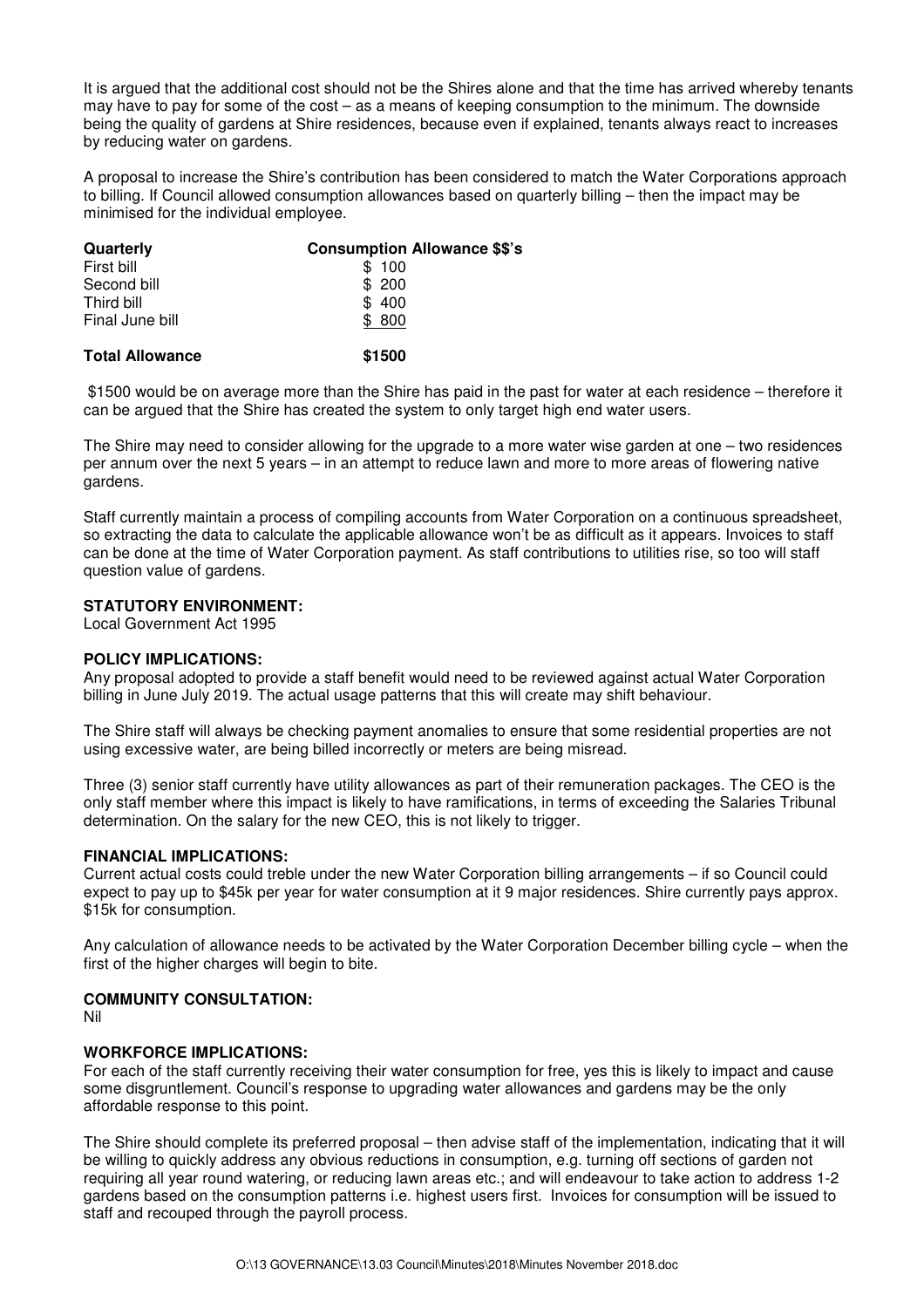It is argued that the additional cost should not be the Shires alone and that the time has arrived whereby tenants may have to pay for some of the cost – as a means of keeping consumption to the minimum. The downside being the quality of gardens at Shire residences, because even if explained, tenants always react to increases by reducing water on gardens.

A proposal to increase the Shire's contribution has been considered to match the Water Corporations approach to billing. If Council allowed consumption allowances based on quarterly billing – then the impact may be minimised for the individual employee.

| **Quarterly** | **Consumption Allowance $$'s** |
|---|---|
| First bill | $ 100 |
| Second bill | $ 200 |
| Third bill | $ 400 |
| Final June bill | $ 800 |
| **Total Allowance** | **$1500** |

$1500 would be on average more than the Shire has paid in the past for water at each residence – therefore it can be argued that the Shire has created the system to only target high end water users.

The Shire may need to consider allowing for the upgrade to a more water wise garden at one – two residences per annum over the next 5 years – in an attempt to reduce lawn and more to more areas of flowering native gardens.

Staff currently maintain a process of compiling accounts from Water Corporation on a continuous spreadsheet, so extracting the data to calculate the applicable allowance won't be as difficult as it appears. Invoices to staff can be done at the time of Water Corporation payment. As staff contributions to utilities rise, so too will staff question value of gardens.

**STATUTORY ENVIRONMENT:**
Local Government Act 1995

**POLICY IMPLICATIONS:**
Any proposal adopted to provide a staff benefit would need to be reviewed against actual Water Corporation billing in June July 2019. The actual usage patterns that this will create may shift behaviour.

The Shire staff will always be checking payment anomalies to ensure that some residential properties are not using excessive water, are being billed incorrectly or meters are being misread.

Three (3) senior staff currently have utility allowances as part of their remuneration packages. The CEO is the only staff member where this impact is likely to have ramifications, in terms of exceeding the Salaries Tribunal determination. On the salary for the new CEO, this is not likely to trigger.

**FINANCIAL IMPLICATIONS:**
Current actual costs could treble under the new Water Corporation billing arrangements – if so Council could expect to pay up to $45k per year for water consumption at it 9 major residences. Shire currently pays approx. $15k for consumption.

Any calculation of allowance needs to be activated by the Water Corporation December billing cycle – when the first of the higher charges will begin to bite.

**COMMUNITY CONSULTATION:**
Nil

**WORKFORCE IMPLICATIONS:**
For each of the staff currently receiving their water consumption for free, yes this is likely to impact and cause some disgruntlement. Council's response to upgrading water allowances and gardens may be the only affordable response to this point.

The Shire should complete its preferred proposal – then advise staff of the implementation, indicating that it will be willing to quickly address any obvious reductions in consumption, e.g. turning off sections of garden not requiring all year round watering, or reducing lawn areas etc.; and will endeavour to take action to address 1-2 gardens based on the consumption patterns i.e. highest users first. Invoices for consumption will be issued to staff and recouped through the payroll process.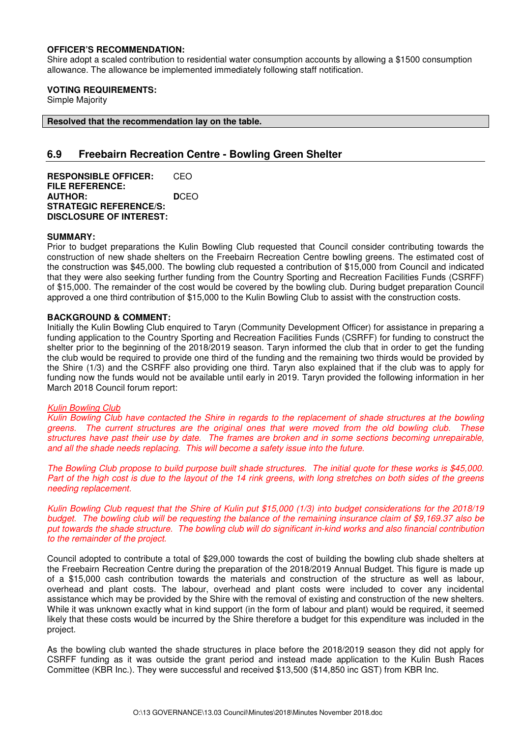**OFFICER'S RECOMMENDATION:**
Shire adopt a scaled contribution to residential water consumption accounts by allowing a $1500 consumption allowance. The allowance be implemented immediately following staff notification.

**VOTING REQUIREMENTS:**
Simple Majority

**Resolved that the recommendation lay on the table.**

## 6.9 Freebairn Recreation Centre - Bowling Green Shelter

**RESPONSIBLE OFFICER:** CEO
**FILE REFERENCE:**
**AUTHOR:** DCEO
**STRATEGIC REFERENCE/S:**
**DISCLOSURE OF INTEREST:**

**SUMMARY:**
Prior to budget preparations the Kulin Bowling Club requested that Council consider contributing towards the construction of new shade shelters on the Freebairn Recreation Centre bowling greens. The estimated cost of the construction was $45,000. The bowling club requested a contribution of $15,000 from Council and indicated that they were also seeking further funding from the Country Sporting and Recreation Facilities Funds (CSRFF) of $15,000. The remainder of the cost would be covered by the bowling club. During budget preparation Council approved a one third contribution of $15,000 to the Kulin Bowling Club to assist with the construction costs.

**BACKGROUND & COMMENT:**
Initially the Kulin Bowling Club enquired to Taryn (Community Development Officer) for assistance in preparing a funding application to the Country Sporting and Recreation Facilities Funds (CSRFF) for funding to construct the shelter prior to the beginning of the 2018/2019 season. Taryn informed the club that in order to get the funding the club would be required to provide one third of the funding and the remaining two thirds would be provided by the Shire (1/3) and the CSRFF also providing one third. Taryn also explained that if the club was to apply for funding now the funds would not be available until early in 2019. Taryn provided the following information in her March 2018 Council forum report:

*Kulin Bowling Club*
*Kulin Bowling Club have contacted the Shire in regards to the replacement of shade structures at the bowling greens. The current structures are the original ones that were moved from the old bowling club. These structures have past their use by date. The frames are broken and in some sections becoming unrepairable, and all the shade needs replacing. This will become a safety issue into the future.*

*The Bowling Club propose to build purpose built shade structures. The initial quote for these works is $45,000. Part of the high cost is due to the layout of the 14 rink greens, with long stretches on both sides of the greens needing replacement.*

*Kulin Bowling Club request that the Shire of Kulin put $15,000 (1/3) into budget considerations for the 2018/19 budget. The bowling club will be requesting the balance of the remaining insurance claim of $9,169.37 also be put towards the shade structure. The bowling club will do significant in-kind works and also financial contribution to the remainder of the project.*

Council adopted to contribute a total of $29,000 towards the cost of building the bowling club shade shelters at the Freebairn Recreation Centre during the preparation of the 2018/2019 Annual Budget. This figure is made up of a $15,000 cash contribution towards the materials and construction of the structure as well as labour, overhead and plant costs. The labour, overhead and plant costs were included to cover any incidental assistance which may be provided by the Shire with the removal of existing and construction of the new shelters. While it was unknown exactly what in kind support (in the form of labour and plant) would be required, it seemed likely that these costs would be incurred by the Shire therefore a budget for this expenditure was included in the project.

As the bowling club wanted the shade structures in place before the 2018/2019 season they did not apply for CSRFF funding as it was outside the grant period and instead made application to the Kulin Bush Races Committee (KBR Inc.). They were successful and received $13,500 ($14,850 inc GST) from KBR Inc.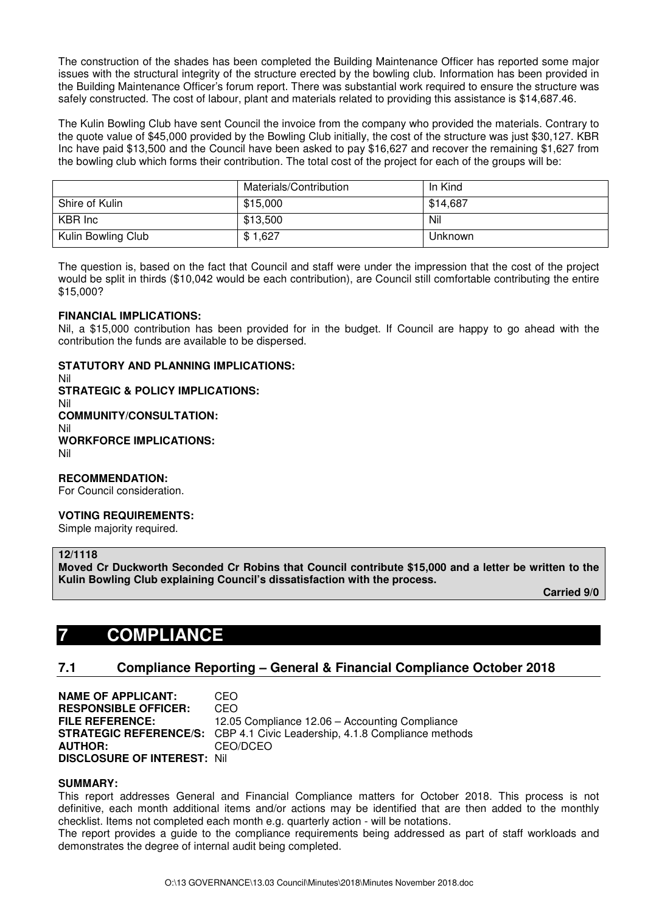The construction of the shades has been completed the Building Maintenance Officer has reported some major issues with the structural integrity of the structure erected by the bowling club. Information has been provided in the Building Maintenance Officer's forum report. There was substantial work required to ensure the structure was safely constructed. The cost of labour, plant and materials related to providing this assistance is $14,687.46.

The Kulin Bowling Club have sent Council the invoice from the company who provided the materials. Contrary to the quote value of $45,000 provided by the Bowling Club initially, the cost of the structure was just $30,127. KBR Inc have paid $13,500 and the Council have been asked to pay $16,627 and recover the remaining $1,627 from the bowling club which forms their contribution. The total cost of the project for each of the groups will be:

| | Materials/Contribution | In Kind |
|---|---|---|
| Shire of Kulin | $15,000 | $14,687 |
| KBR Inc | $13,500 | Nil |
| Kulin Bowling Club | $ 1,627 | Unknown |

The question is, based on the fact that Council and staff were under the impression that the cost of the project would be split in thirds ($10,042 would be each contribution), are Council still comfortable contributing the entire $15,000?

**FINANCIAL IMPLICATIONS:**
Nil, a $15,000 contribution has been provided for in the budget. If Council are happy to go ahead with the contribution the funds are available to be dispersed.

**STATUTORY AND PLANNING IMPLICATIONS:**
Nil
**STRATEGIC & POLICY IMPLICATIONS:**
Nil
**COMMUNITY/CONSULTATION:**
Nil
**WORKFORCE IMPLICATIONS:**
Nil

**RECOMMENDATION:**
For Council consideration.

**VOTING REQUIREMENTS:**
Simple majority required.

**12/1118**
**Moved Cr Duckworth Seconded Cr Robins that Council contribute $15,000 and a letter be written to the Kulin Bowling Club explaining Council's dissatisfaction with the process.**

**Carried 9/0**

# 7 COMPLIANCE

## 7.1 Compliance Reporting – General & Financial Compliance October 2018

**NAME OF APPLICANT:** CEO
**RESPONSIBLE OFFICER:** CEO
**FILE REFERENCE:** 12.05 Compliance 12.06 – Accounting Compliance
**STRATEGIC REFERENCE/S:** CBP 4.1 Civic Leadership, 4.1.8 Compliance methods
**AUTHOR:** CEO/DCEO
**DISCLOSURE OF INTEREST:** Nil

**SUMMARY:**
This report addresses General and Financial Compliance matters for October 2018. This process is not definitive, each month additional items and/or actions may be identified that are then added to the monthly checklist. Items not completed each month e.g. quarterly action - will be notations.
The report provides a guide to the compliance requirements being addressed as part of staff workloads and demonstrates the degree of internal audit being completed.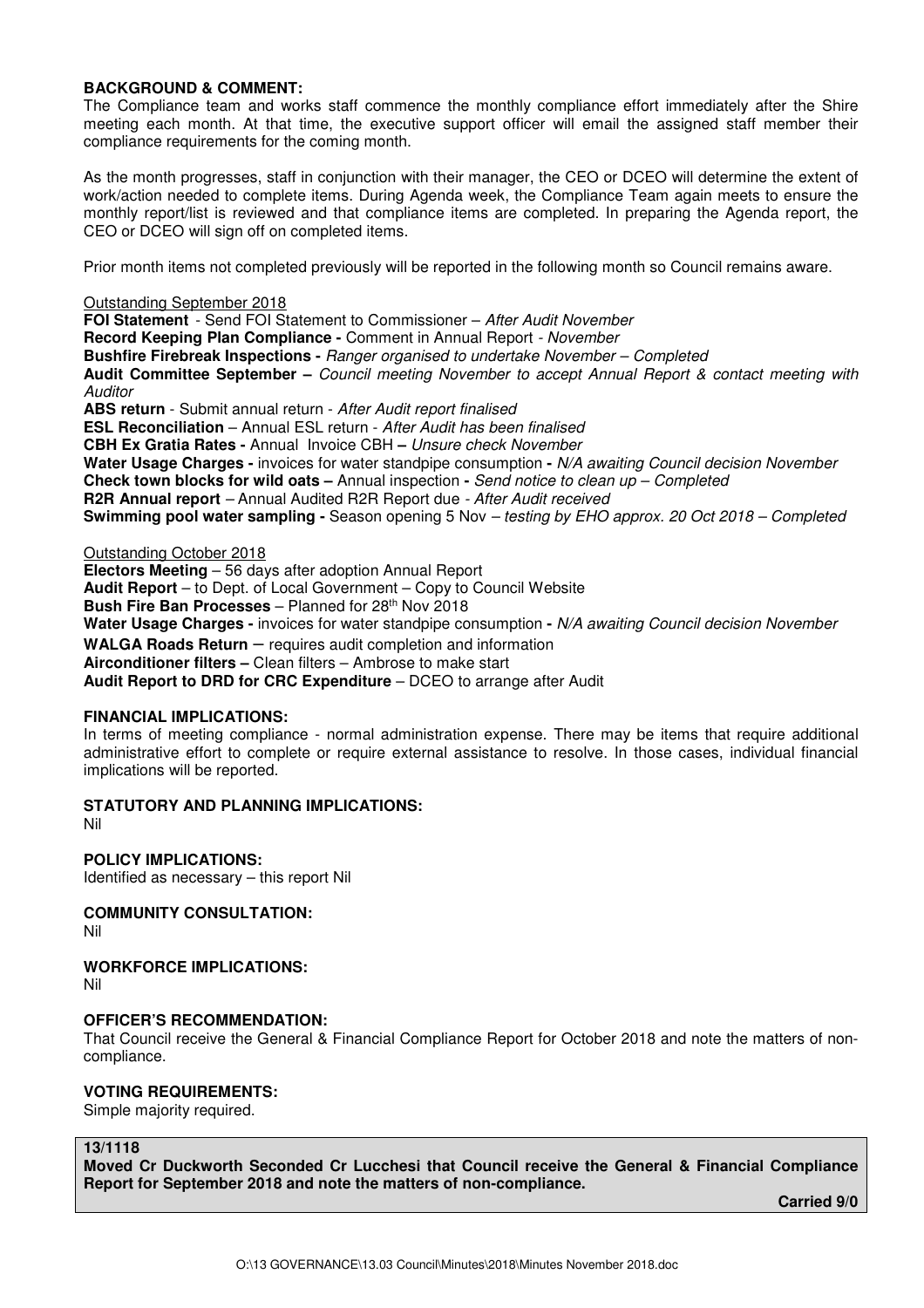**BACKGROUND & COMMENT:**
The Compliance team and works staff commence the monthly compliance effort immediately after the Shire meeting each month. At that time, the executive support officer will email the assigned staff member their compliance requirements for the coming month.

As the month progresses, staff in conjunction with their manager, the CEO or DCEO will determine the extent of work/action needed to complete items. During Agenda week, the Compliance Team again meets to ensure the monthly report/list is reviewed and that compliance items are completed. In preparing the Agenda report, the CEO or DCEO will sign off on completed items.

Prior month items not completed previously will be reported in the following month so Council remains aware.

Outstanding September 2018

**FOI Statement** - Send FOI Statement to Commissioner – *After Audit November*
**Record Keeping Plan Compliance -** Comment in Annual Report - *November*
**Bushfire Firebreak Inspections -** *Ranger organised to undertake November – Completed*
**Audit Committee September –** *Council meeting November to accept Annual Report & contact meeting with Auditor*
**ABS return** - Submit annual return - *After Audit report finalised*
**ESL Reconciliation** – Annual ESL return - *After Audit has been finalised*
**CBH Ex Gratia Rates -** Annual Invoice CBH **–** *Unsure check November*
**Water Usage Charges -** invoices for water standpipe consumption **-** *N/A awaiting Council decision November*
**Check town blocks for wild oats –** Annual inspection **-** *Send notice to clean up – Completed*
**R2R Annual report** – Annual Audited R2R Report due - *After Audit received*
**Swimming pool water sampling -** Season opening 5 Nov – *testing by EHO approx. 20 Oct 2018 – Completed*

Outstanding October 2018

**Electors Meeting** – 56 days after adoption Annual Report
**Audit Report** – to Dept. of Local Government – Copy to Council Website
**Bush Fire Ban Processes** – Planned for 28th Nov 2018
**Water Usage Charges -** invoices for water standpipe consumption **-** *N/A awaiting Council decision November*
**WALGA Roads Return** – requires audit completion and information
**Airconditioner filters –** Clean filters – Ambrose to make start
**Audit Report to DRD for CRC Expenditure** – DCEO to arrange after Audit

**FINANCIAL IMPLICATIONS:**
In terms of meeting compliance - normal administration expense. There may be items that require additional administrative effort to complete or require external assistance to resolve. In those cases, individual financial implications will be reported.

**STATUTORY AND PLANNING IMPLICATIONS:**
Nil

**POLICY IMPLICATIONS:**
Identified as necessary – this report Nil

**COMMUNITY CONSULTATION:**
Nil

**WORKFORCE IMPLICATIONS:**
Nil

**OFFICER'S RECOMMENDATION:**
That Council receive the General & Financial Compliance Report for October 2018 and note the matters of non-compliance.

**VOTING REQUIREMENTS:**
Simple majority required.

**13/1118**
**Moved Cr Duckworth Seconded Cr Lucchesi that Council receive the General & Financial Compliance Report for September 2018 and note the matters of non-compliance.**

**Carried 9/0**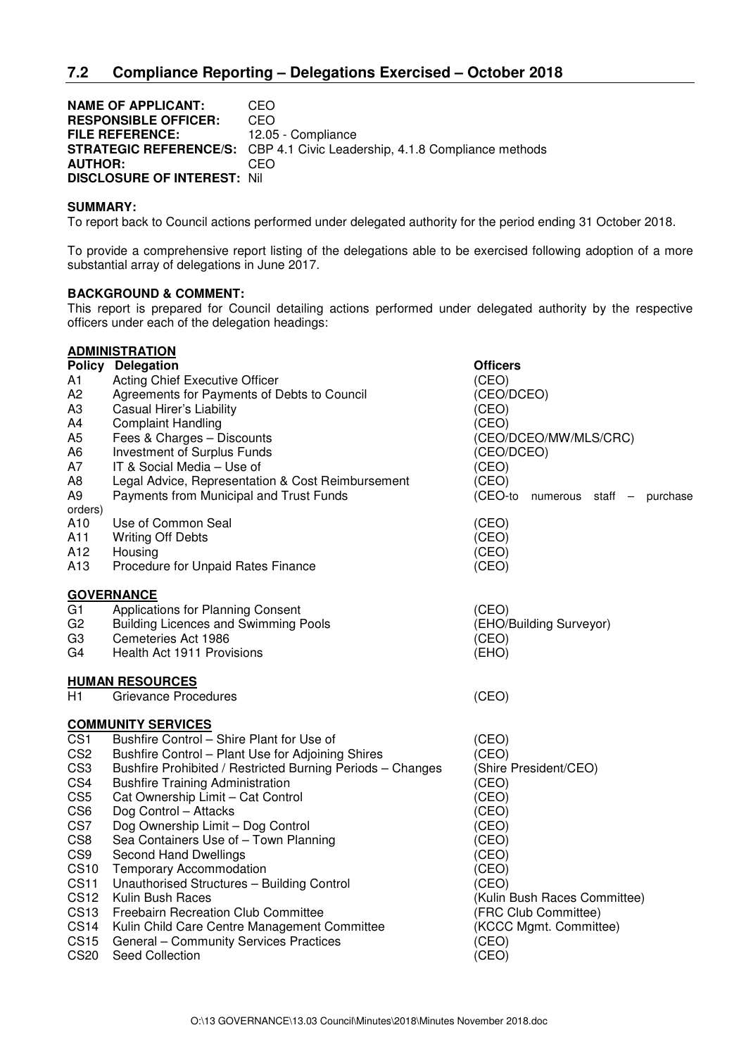## 7.2 Compliance Reporting – Delegations Exercised – October 2018

**NAME OF APPLICANT:** CEO
**RESPONSIBLE OFFICER:** CEO
**FILE REFERENCE:** 12.05 - Compliance
**STRATEGIC REFERENCE/S:** CBP 4.1 Civic Leadership, 4.1.8 Compliance methods
**AUTHOR:** CEO
**DISCLOSURE OF INTEREST:** Nil

**SUMMARY:**
To report back to Council actions performed under delegated authority for the period ending 31 October 2018.

To provide a comprehensive report listing of the delegations able to be exercised following adoption of a more substantial array of delegations in June 2017.

**BACKGROUND & COMMENT:**
This report is prepared for Council detailing actions performed under delegated authority by the respective officers under each of the delegation headings:

**ADMINISTRATION**

| Policy | Delegation | Officers |
|---|---|---|
| A1 | Acting Chief Executive Officer | (CEO) |
| A2 | Agreements for Payments of Debts to Council | (CEO/DCEO) |
| A3 | Casual Hirer's Liability | (CEO) |
| A4 | Complaint Handling | (CEO) |
| A5 | Fees & Charges – Discounts | (CEO/DCEO/MW/MLS/CRC) |
| A6 | Investment of Surplus Funds | (CEO/DCEO) |
| A7 | IT & Social Media – Use of | (CEO) |
| A8 | Legal Advice, Representation & Cost Reimbursement | (CEO) |
| A9 | Payments from Municipal and Trust Funds | (CEO-to numerous staff – purchase orders) |
| A10 | Use of Common Seal | (CEO) |
| A11 | Writing Off Debts | (CEO) |
| A12 | Housing | (CEO) |
| A13 | Procedure for Unpaid Rates Finance | (CEO) |

**GOVERNANCE**

| Policy | Delegation | Officers |
|---|---|---|
| G1 | Applications for Planning Consent | (CEO) |
| G2 | Building Licences and Swimming Pools | (EHO/Building Surveyor) |
| G3 | Cemeteries Act 1986 | (CEO) |
| G4 | Health Act 1911 Provisions | (EHO) |

**HUMAN RESOURCES**

| Policy | Delegation | Officers |
|---|---|---|
| H1 | Grievance Procedures | (CEO) |

**COMMUNITY SERVICES**

| Policy | Delegation | Officers |
|---|---|---|
| CS1 | Bushfire Control – Shire Plant for Use of | (CEO) |
| CS2 | Bushfire Control – Plant Use for Adjoining Shires | (CEO) |
| CS3 | Bushfire Prohibited / Restricted Burning Periods – Changes | (Shire President/CEO) |
| CS4 | Bushfire Training Administration | (CEO) |
| CS5 | Cat Ownership Limit – Cat Control | (CEO) |
| CS6 | Dog Control – Attacks | (CEO) |
| CS7 | Dog Ownership Limit – Dog Control | (CEO) |
| CS8 | Sea Containers Use of – Town Planning | (CEO) |
| CS9 | Second Hand Dwellings | (CEO) |
| CS10 | Temporary Accommodation | (CEO) |
| CS11 | Unauthorised Structures – Building Control | (CEO) |
| CS12 | Kulin Bush Races | (Kulin Bush Races Committee) |
| CS13 | Freebairn Recreation Club Committee | (FRC Club Committee) |
| CS14 | Kulin Child Care Centre Management Committee | (KCCC Mgmt. Committee) |
| CS15 | General – Community Services Practices | (CEO) |
| CS20 | Seed Collection | (CEO) |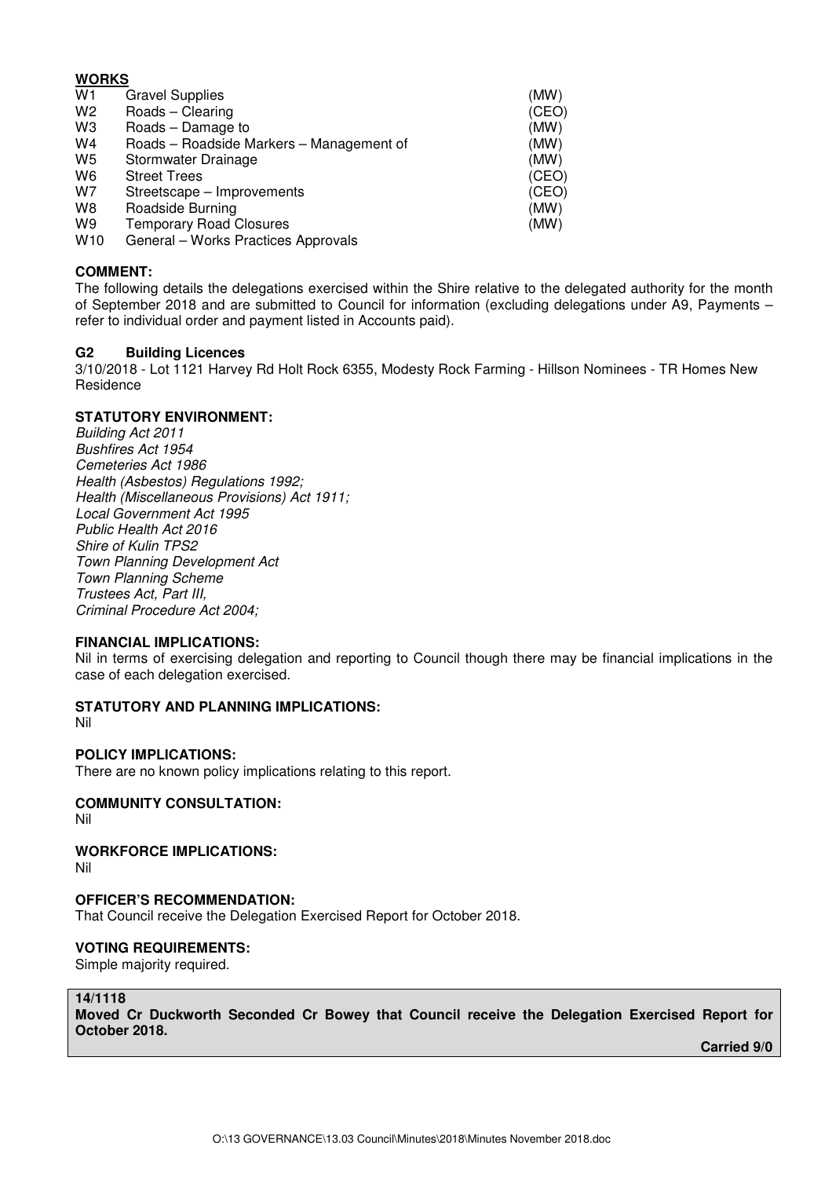**WORKS**

| | | |
|---|---|---|
| W1 | Gravel Supplies | (MW) |
| W2 | Roads – Clearing | (CEO) |
| W3 | Roads – Damage to | (MW) |
| W4 | Roads – Roadside Markers – Management of | (MW) |
| W5 | Stormwater Drainage | (MW) |
| W6 | Street Trees | (CEO) |
| W7 | Streetscape – Improvements | (CEO) |
| W8 | Roadside Burning | (MW) |
| W9 | Temporary Road Closures | (MW) |
| W10 | General – Works Practices Approvals | |

**COMMENT:**

The following details the delegations exercised within the Shire relative to the delegated authority for the month of September 2018 and are submitted to Council for information (excluding delegations under A9, Payments – refer to individual order and payment listed in Accounts paid).

**G2 Building Licences**

3/10/2018 - Lot 1121 Harvey Rd Holt Rock 6355, Modesty Rock Farming - Hillson Nominees - TR Homes New Residence

**STATUTORY ENVIRONMENT:**

*Building Act 2011*
*Bushfires Act 1954*
*Cemeteries Act 1986*
*Health (Asbestos) Regulations 1992;*
*Health (Miscellaneous Provisions) Act 1911;*
*Local Government Act 1995*
*Public Health Act 2016*
*Shire of Kulin TPS2*
*Town Planning Development Act*
*Town Planning Scheme*
*Trustees Act, Part III,*
*Criminal Procedure Act 2004;*

**FINANCIAL IMPLICATIONS:**

Nil in terms of exercising delegation and reporting to Council though there may be financial implications in the case of each delegation exercised.

**STATUTORY AND PLANNING IMPLICATIONS:**

Nil

**POLICY IMPLICATIONS:**

There are no known policy implications relating to this report.

**COMMUNITY CONSULTATION:**

Nil

**WORKFORCE IMPLICATIONS:**

Nil

**OFFICER'S RECOMMENDATION:**

That Council receive the Delegation Exercised Report for October 2018.

**VOTING REQUIREMENTS:**

Simple majority required.

**14/1118**

**Moved Cr Duckworth Seconded Cr Bowey that Council receive the Delegation Exercised Report for October 2018.**

**Carried 9/0**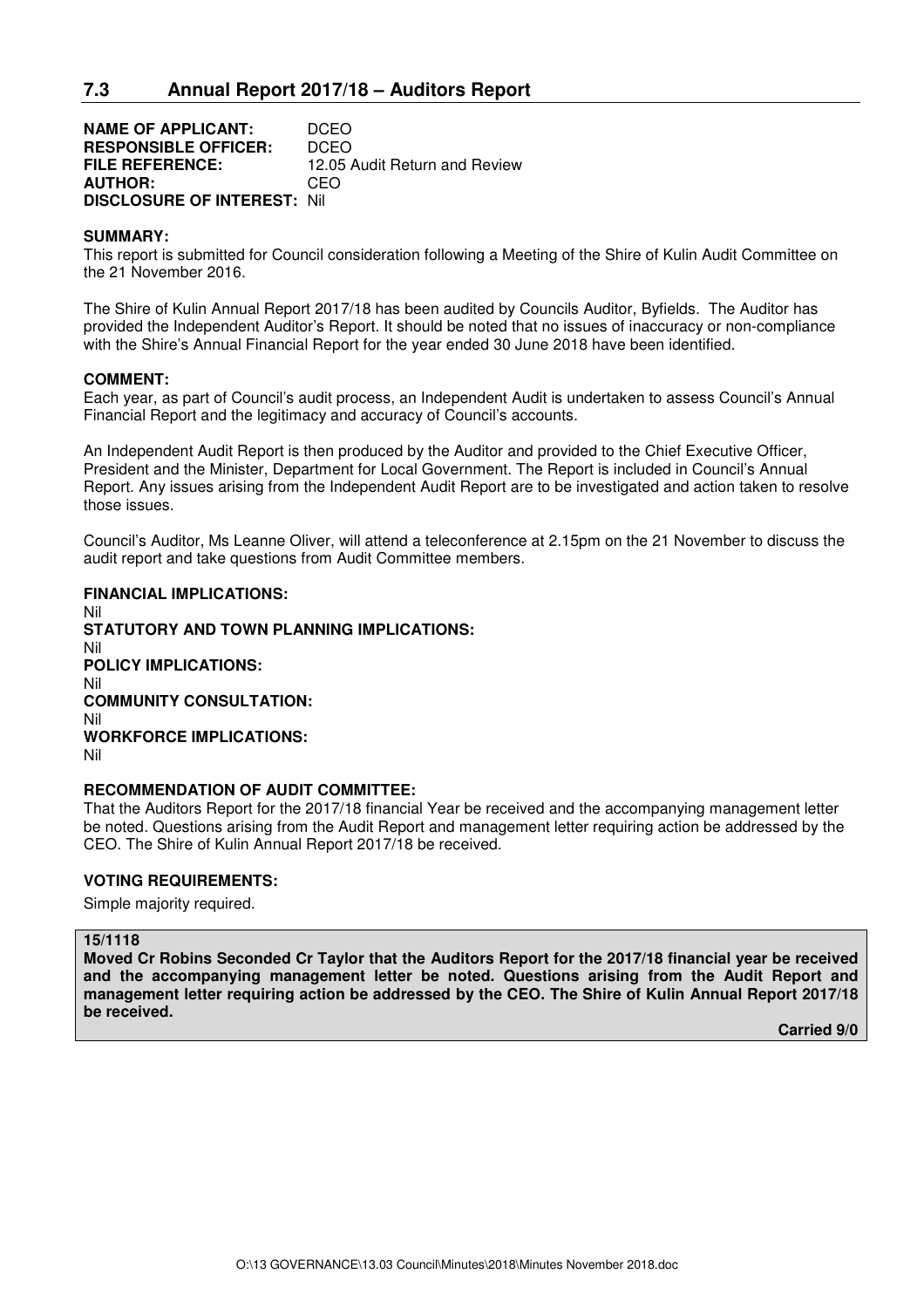## 7.3 Annual Report 2017/18 – Auditors Report

**NAME OF APPLICANT:** DCEO
**RESPONSIBLE OFFICER:** DCEO
**FILE REFERENCE:** 12.05 Audit Return and Review
**AUTHOR:** CEO
**DISCLOSURE OF INTEREST:** Nil

**SUMMARY:**
This report is submitted for Council consideration following a Meeting of the Shire of Kulin Audit Committee on the 21 November 2016.

The Shire of Kulin Annual Report 2017/18 has been audited by Councils Auditor, Byfields. The Auditor has provided the Independent Auditor's Report. It should be noted that no issues of inaccuracy or non-compliance with the Shire's Annual Financial Report for the year ended 30 June 2018 have been identified.

**COMMENT:**
Each year, as part of Council's audit process, an Independent Audit is undertaken to assess Council's Annual Financial Report and the legitimacy and accuracy of Council's accounts.

An Independent Audit Report is then produced by the Auditor and provided to the Chief Executive Officer, President and the Minister, Department for Local Government. The Report is included in Council's Annual Report. Any issues arising from the Independent Audit Report are to be investigated and action taken to resolve those issues.

Council's Auditor, Ms Leanne Oliver, will attend a teleconference at 2.15pm on the 21 November to discuss the audit report and take questions from Audit Committee members.

**FINANCIAL IMPLICATIONS:**
Nil
**STATUTORY AND TOWN PLANNING IMPLICATIONS:**
Nil
**POLICY IMPLICATIONS:**
Nil
**COMMUNITY CONSULTATION:**
Nil
**WORKFORCE IMPLICATIONS:**
Nil

**RECOMMENDATION OF AUDIT COMMITTEE:**
That the Auditors Report for the 2017/18 financial Year be received and the accompanying management letter be noted. Questions arising from the Audit Report and management letter requiring action be addressed by the CEO. The Shire of Kulin Annual Report 2017/18 be received.

**VOTING REQUIREMENTS:**

Simple majority required.

**15/1118**
**Moved Cr Robins Seconded Cr Taylor that the Auditors Report for the 2017/18 financial year be received and the accompanying management letter be noted. Questions arising from the Audit Report and management letter requiring action be addressed by the CEO. The Shire of Kulin Annual Report 2017/18 be received.**

**Carried 9/0**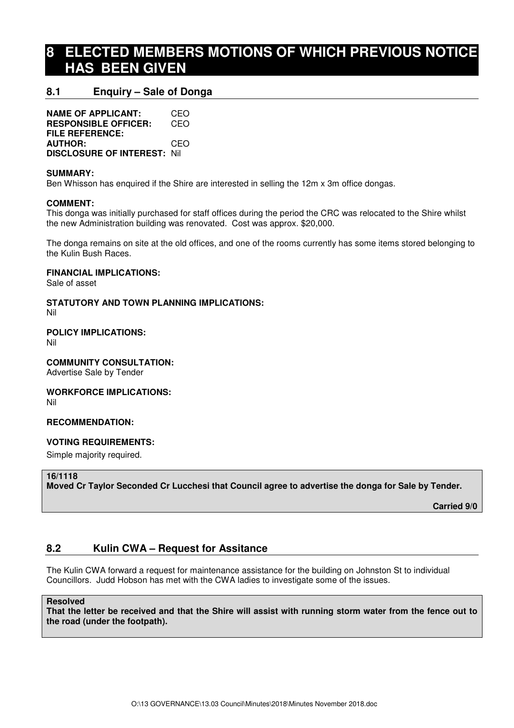# 8 ELECTED MEMBERS MOTIONS OF WHICH PREVIOUS NOTICE HAS BEEN GIVEN

## 8.1 Enquiry – Sale of Donga

**NAME OF APPLICANT:** CEO
**RESPONSIBLE OFFICER:** CEO
**FILE REFERENCE:**
**AUTHOR:** CEO
**DISCLOSURE OF INTEREST:** Nil

**SUMMARY:**
Ben Whisson has enquired if the Shire are interested in selling the 12m x 3m office dongas.

**COMMENT:**
This donga was initially purchased for staff offices during the period the CRC was relocated to the Shire whilst the new Administration building was renovated. Cost was approx. $20,000.

The donga remains on site at the old offices, and one of the rooms currently has some items stored belonging to the Kulin Bush Races.

**FINANCIAL IMPLICATIONS:**
Sale of asset

**STATUTORY AND TOWN PLANNING IMPLICATIONS:**
Nil

**POLICY IMPLICATIONS:**
Nil

**COMMUNITY CONSULTATION:**
Advertise Sale by Tender

**WORKFORCE IMPLICATIONS:**
Nil

**RECOMMENDATION:**

**VOTING REQUIREMENTS:**
Simple majority required.

**16/1118**
**Moved Cr Taylor Seconded Cr Lucchesi that Council agree to advertise the donga for Sale by Tender.**

**Carried 9/0**

## 8.2 Kulin CWA – Request for Assitance

The Kulin CWA forward a request for maintenance assistance for the building on Johnston St to individual Councillors. Judd Hobson has met with the CWA ladies to investigate some of the issues.

**Resolved**
**That the letter be received and that the Shire will assist with running storm water from the fence out to the road (under the footpath).**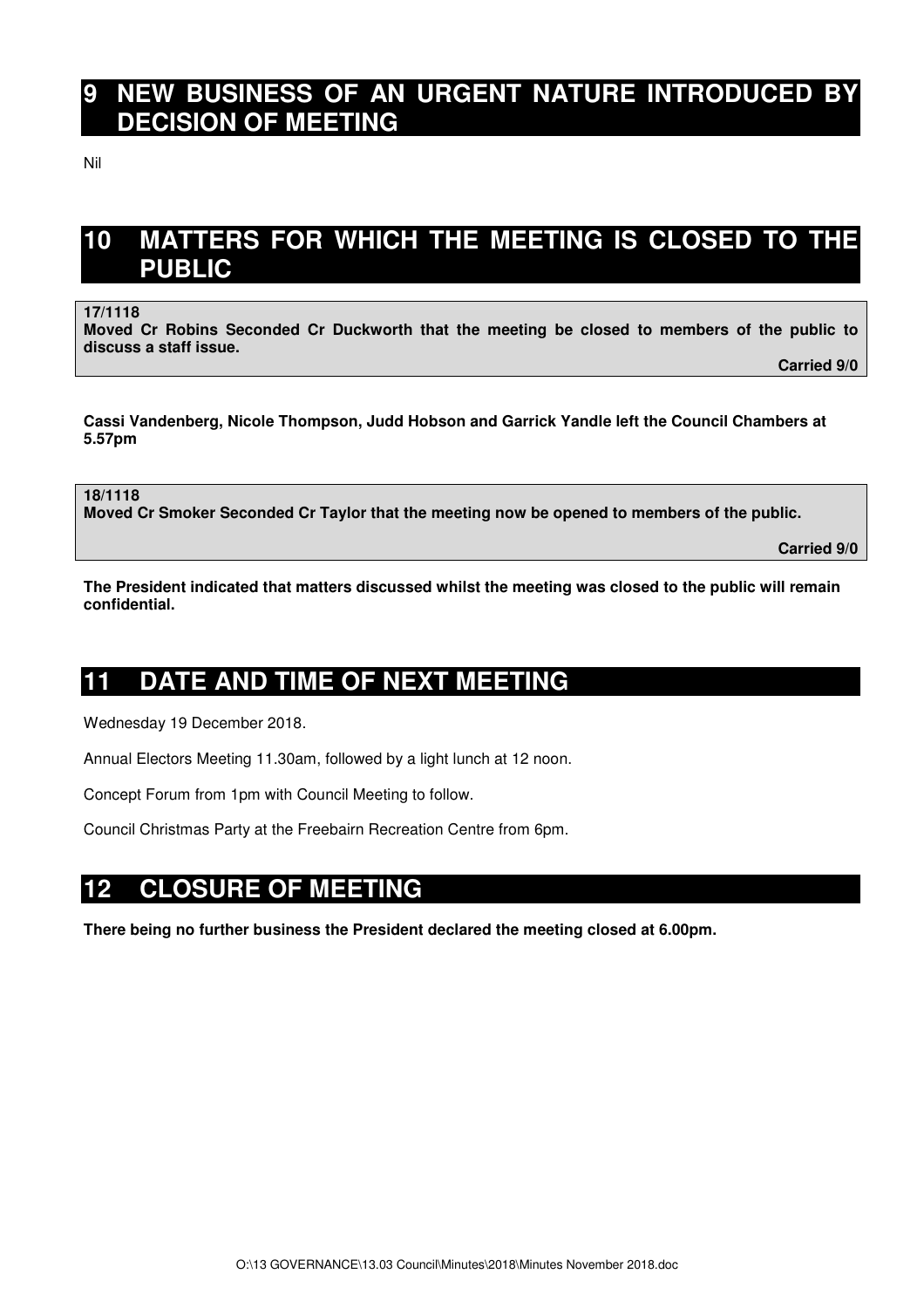# 9 NEW BUSINESS OF AN URGENT NATURE INTRODUCED BY DECISION OF MEETING

Nil

# 10 MATTERS FOR WHICH THE MEETING IS CLOSED TO THE PUBLIC

**17/1118**
**Moved Cr Robins Seconded Cr Duckworth that the meeting be closed to members of the public to discuss a staff issue.**

**Carried 9/0**

**Cassi Vandenberg, Nicole Thompson, Judd Hobson and Garrick Yandle left the Council Chambers at 5.57pm**

**18/1118**
**Moved Cr Smoker Seconded Cr Taylor that the meeting now be opened to members of the public.**

**Carried 9/0**

**The President indicated that matters discussed whilst the meeting was closed to the public will remain confidential.**

# 11 DATE AND TIME OF NEXT MEETING

Wednesday 19 December 2018.

Annual Electors Meeting 11.30am, followed by a light lunch at 12 noon.

Concept Forum from 1pm with Council Meeting to follow.

Council Christmas Party at the Freebairn Recreation Centre from 6pm.

# 12 CLOSURE OF MEETING

**There being no further business the President declared the meeting closed at 6.00pm.**